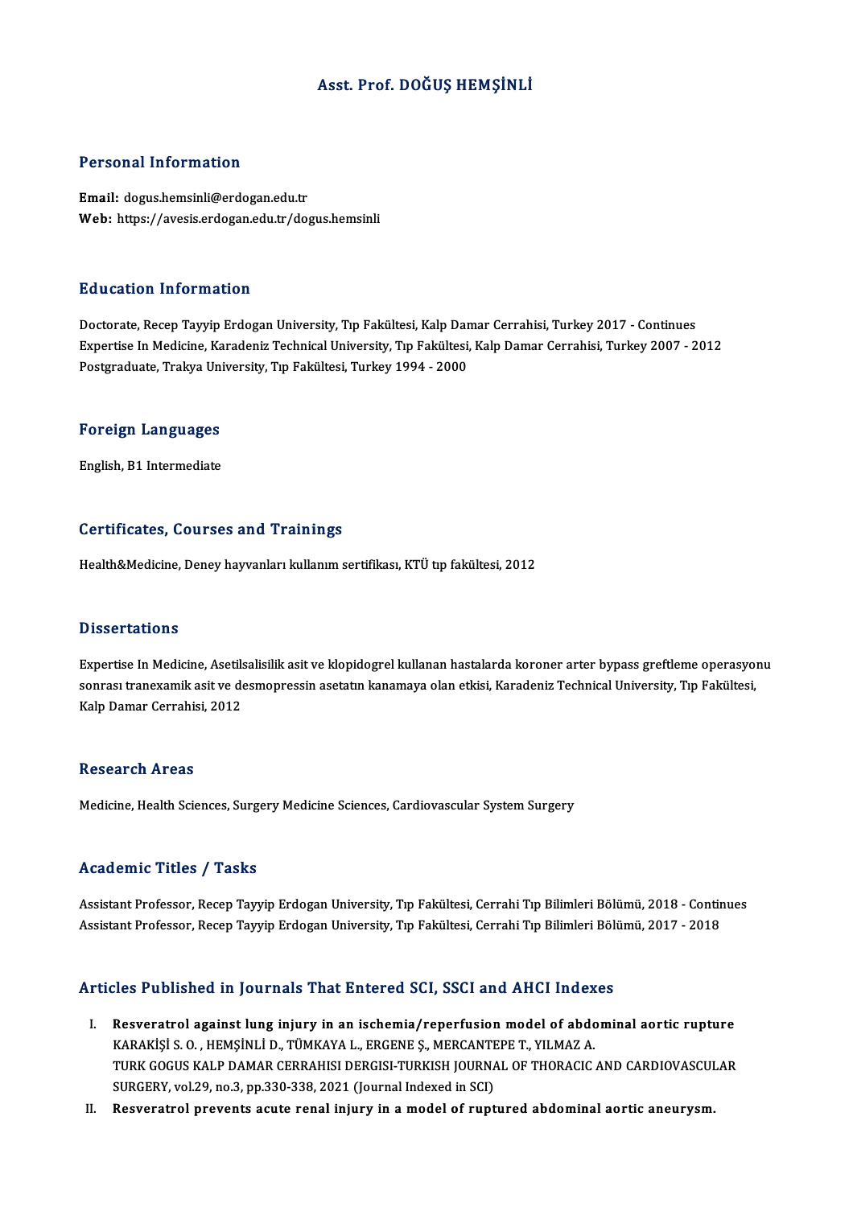# Asst. Prof. DOĞUŞ HEMŞİNLİ

## Personal Information

**Email:** dogus.hemsinli@erdogan.edu.tr
**Web:** https://avesis.erdogan.edu.tr/dogus.hemsinli

## Education Information

Doctorate, Recep Tayyip Erdogan University, Tıp Fakültesi, Kalp Damar Cerrahisi, Turkey 2017 - Continues
Expertise In Medicine, Karadeniz Technical University, Tıp Fakültesi, Kalp Damar Cerrahisi, Turkey 2007 - 2012
Postgraduate, Trakya University, Tıp Fakültesi, Turkey 1994 - 2000

## Foreign Languages

English, B1 Intermediate

## Certificates, Courses and Trainings

Health&Medicine, Deney hayvanları kullanım sertifikası, KTÜ tıp fakültesi, 2012

## Dissertations

Expertise In Medicine, Asetilsalisilik asit ve klopidogrel kullanan hastalarda koroner arter bypass greftleme operasyonu sonrası tranexamik asit ve desmopressin asetatın kanamaya olan etkisi, Karadeniz Technical University, Tıp Fakültesi, Kalp Damar Cerrahisi, 2012

## Research Areas

Medicine, Health Sciences, Surgery Medicine Sciences, Cardiovascular System Surgery

## Academic Titles / Tasks

Assistant Professor, Recep Tayyip Erdogan University, Tıp Fakültesi, Cerrahi Tıp Bilimleri Bölümü, 2018 - Continues
Assistant Professor, Recep Tayyip Erdogan University, Tıp Fakültesi, Cerrahi Tıp Bilimleri Bölümü, 2017 - 2018

## Articles Published in Journals That Entered SCI, SSCI and AHCI Indexes

I. **Resveratrol against lung injury in an ischemia/reperfusion model of abdominal aortic rupture**
KARAKİŞİ S. O. , HEMŞİNLİ D., TÜMKAYA L., ERGENE Ş., MERCANTEPE T., YILMAZ A.
TURK GOGUS KALP DAMAR CERRAHISI DERGISI-TURKISH JOURNAL OF THORACIC AND CARDIOVASCULAR SURGERY, vol.29, no.3, pp.330-338, 2021 (Journal Indexed in SCI)

II. **Resveratrol prevents acute renal injury in a model of ruptured abdominal aortic aneurysm.**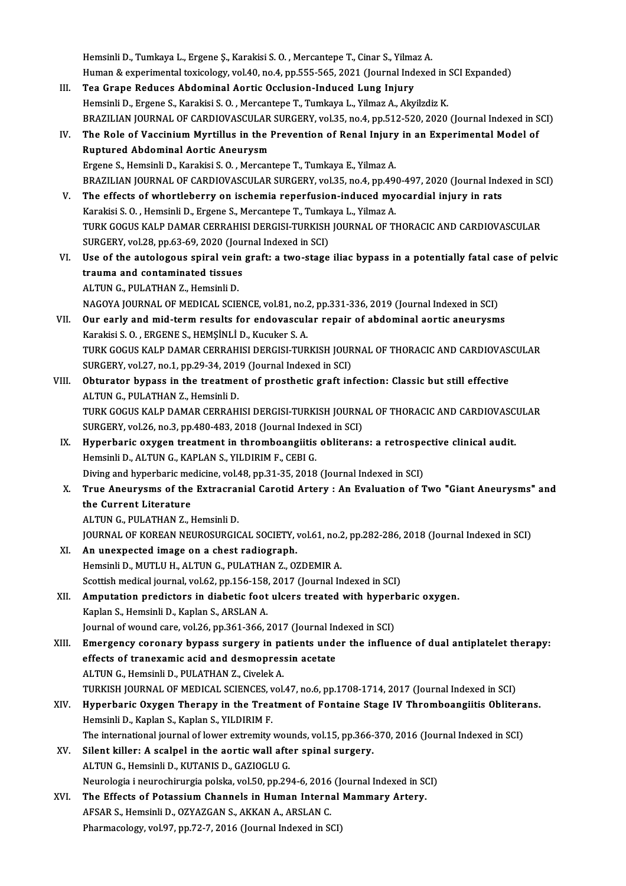Hemsinli D., Tumkaya L., Ergene Ş., Karakisi S. O. , Mercantepe T., Cinar S., Yilmaz A.
Human & experimental toxicology, vol.40, no.4, pp.555-565, 2021 (Journal Indexed in SCI Expanded)

III. **Tea Grape Reduces Abdominal Aortic Occlusion-Induced Lung Injury**
Hemsinli D., Ergene S., Karakisi S. O. , Mercantepe T., Tumkaya L., Yilmaz A., Akyilzdiz K.
BRAZILIAN JOURNAL OF CARDIOVASCULAR SURGERY, vol.35, no.4, pp.512-520, 2020 (Journal Indexed in SCI)

IV. **The Role of Vaccinium Myrtillus in the Prevention of Renal Injury in an Experimental Model of Ruptured Abdominal Aortic Aneurysm**
Ergene S., Hemsinli D., Karakisi S. O. , Mercantepe T., Tumkaya E., Yilmaz A.
BRAZILIAN JOURNAL OF CARDIOVASCULAR SURGERY, vol.35, no.4, pp.490-497, 2020 (Journal Indexed in SCI)

V. **The effects of whortleberry on ischemia reperfusion-induced myocardial injury in rats**
Karakisi S. O. , Hemsinli D., Ergene S., Mercantepe T., Tumkaya L., Yilmaz A.
TURK GOGUS KALP DAMAR CERRAHISI DERGISI-TURKISH JOURNAL OF THORACIC AND CARDIOVASCULAR SURGERY, vol.28, pp.63-69, 2020 (Journal Indexed in SCI)

VI. **Use of the autologous spiral vein graft: a two-stage iliac bypass in a potentially fatal case of pelvic trauma and contaminated tissues**
ALTUN G., PULATHAN Z., Hemsinli D.
NAGOYA JOURNAL OF MEDICAL SCIENCE, vol.81, no.2, pp.331-336, 2019 (Journal Indexed in SCI)

VII. **Our early and mid-term results for endovascular repair of abdominal aortic aneurysms**
Karakisi S. O. , ERGENE S., HEMŞİNLİ D., Kucuker S. A.
TURK GOGUS KALP DAMAR CERRAHISI DERGISI-TURKISH JOURNAL OF THORACIC AND CARDIOVASCULAR SURGERY, vol.27, no.1, pp.29-34, 2019 (Journal Indexed in SCI)

VIII. **Obturator bypass in the treatment of prosthetic graft infection: Classic but still effective**
ALTUN G., PULATHAN Z., Hemsinli D.
TURK GOGUS KALP DAMAR CERRAHISI DERGISI-TURKISH JOURNAL OF THORACIC AND CARDIOVASCULAR SURGERY, vol.26, no.3, pp.480-483, 2018 (Journal Indexed in SCI)

IX. **Hyperbaric oxygen treatment in thromboangiitis obliterans: a retrospective clinical audit.**
Hemsinli D., ALTUN G., KAPLAN S., YILDIRIM F., CEBI G.
Diving and hyperbaric medicine, vol.48, pp.31-35, 2018 (Journal Indexed in SCI)

X. **True Aneurysms of the Extracranial Carotid Artery : An Evaluation of Two "Giant Aneurysms" and the Current Literature**
ALTUN G., PULATHAN Z., Hemsinli D.
JOURNAL OF KOREAN NEUROSURGICAL SOCIETY, vol.61, no.2, pp.282-286, 2018 (Journal Indexed in SCI)

XI. **An unexpected image on a chest radiograph.**
Hemsinli D., MUTLU H., ALTUN G., PULATHAN Z., OZDEMIR A.
Scottish medical journal, vol.62, pp.156-158, 2017 (Journal Indexed in SCI)

XII. **Amputation predictors in diabetic foot ulcers treated with hyperbaric oxygen.**
Kaplan S., Hemsinli D., Kaplan S., ARSLAN A.
Journal of wound care, vol.26, pp.361-366, 2017 (Journal Indexed in SCI)

XIII. **Emergency coronary bypass surgery in patients under the influence of dual antiplatelet therapy: effects of tranexamic acid and desmopressin acetate**
ALTUN G., Hemsinli D., PULATHAN Z., Civelek A.
TURKISH JOURNAL OF MEDICAL SCIENCES, vol.47, no.6, pp.1708-1714, 2017 (Journal Indexed in SCI)

XIV. **Hyperbaric Oxygen Therapy in the Treatment of Fontaine Stage IV Thromboangiitis Obliterans.**
Hemsinli D., Kaplan S., Kaplan S., YILDIRIM F.
The international journal of lower extremity wounds, vol.15, pp.366-370, 2016 (Journal Indexed in SCI)

XV. **Silent killer: A scalpel in the aortic wall after spinal surgery.**
ALTUN G., Hemsinli D., KUTANIS D., GAZIOGLU G.
Neurologia i neurochirurgia polska, vol.50, pp.294-6, 2016 (Journal Indexed in SCI)

XVI. **The Effects of Potassium Channels in Human Internal Mammary Artery.**
AFSAR S., Hemsinli D., OZYAZGAN S., AKKAN A., ARSLAN C.
Pharmacology, vol.97, pp.72-7, 2016 (Journal Indexed in SCI)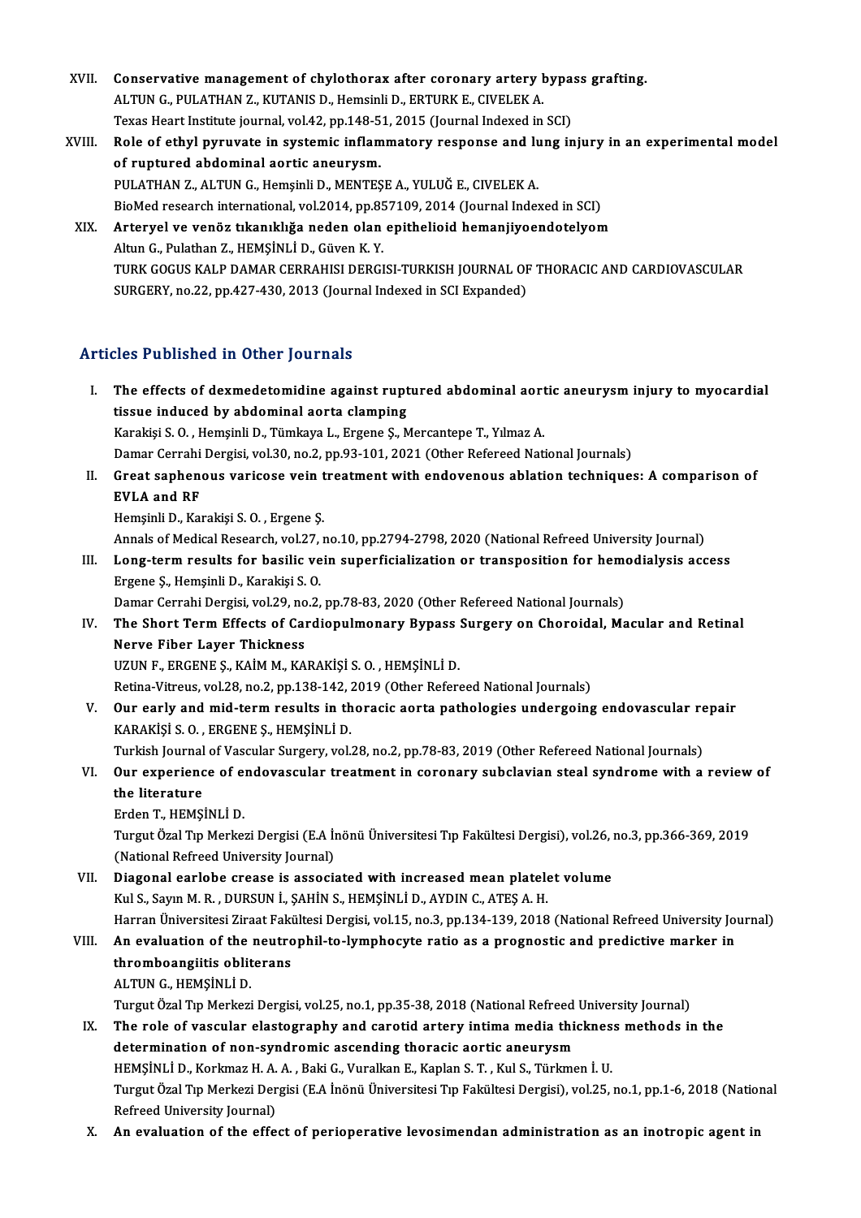XVII. **Conservative management of chylothorax after coronary artery bypass grafting.**
ALTUN G., PULATHAN Z., KUTANIS D., Hemsinli D., ERTURK E., CIVELEK A.
Texas Heart Institute journal, vol.42, pp.148-51, 2015 (Journal Indexed in SCI)

XVIII. **Role of ethyl pyruvate in systemic inflammatory response and lung injury in an experimental model of ruptured abdominal aortic aneurysm.**
PULATHAN Z., ALTUN G., Hemşinli D., MENTEŞE A., YULUĞ E., CIVELEK A.
BioMed research international, vol.2014, pp.857109, 2014 (Journal Indexed in SCI)

XIX. **Arteryel ve venöz tıkanıklığa neden olan epithelioid hemanjiyoendotelyom**
Altun G., Pulathan Z., HEMŞİNLİ D., Güven K. Y.
TURK GOGUS KALP DAMAR CERRAHISI DERGISI-TURKISH JOURNAL OF THORACIC AND CARDIOVASCULAR SURGERY, no.22, pp.427-430, 2013 (Journal Indexed in SCI Expanded)

## Articles Published in Other Journals

I. **The effects of dexmedetomidine against ruptured abdominal aortic aneurysm injury to myocardial tissue induced by abdominal aorta clamping**
Karakişi S. O. , Hemşinli D., Tümkaya L., Ergene Ş., Mercantepe T., Yılmaz A.
Damar Cerrahi Dergisi, vol.30, no.2, pp.93-101, 2021 (Other Refereed National Journals)

II. **Great saphenous varicose vein treatment with endovenous ablation techniques: A comparison of EVLA and RF**
Hemşinli D., Karakişi S. O. , Ergene Ş.
Annals of Medical Research, vol.27, no.10, pp.2794-2798, 2020 (National Refreed University Journal)

III. **Long-term results for basilic vein superficialization or transposition for hemodialysis access**
Ergene Ş., Hemşinli D., Karakişi S. O.
Damar Cerrahi Dergisi, vol.29, no.2, pp.78-83, 2020 (Other Refereed National Journals)

IV. **The Short Term Effects of Cardiopulmonary Bypass Surgery on Choroidal, Macular and Retinal Nerve Fiber Layer Thickness**
UZUN F., ERGENE Ş., KAİM M., KARAKİŞİ S. O. , HEMŞİNLİ D.
Retina-Vitreus, vol.28, no.2, pp.138-142, 2019 (Other Refereed National Journals)

V. **Our early and mid-term results in thoracic aorta pathologies undergoing endovascular repair**
KARAKİŞİ S. O. , ERGENE Ş., HEMŞİNLİ D.
Turkish Journal of Vascular Surgery, vol.28, no.2, pp.78-83, 2019 (Other Refereed National Journals)

VI. **Our experience of endovascular treatment in coronary subclavian steal syndrome with a review of the literature**
Erden T., HEMŞİNLİ D.
Turgut Özal Tıp Merkezi Dergisi (E.A İnönü Üniversitesi Tıp Fakültesi Dergisi), vol.26, no.3, pp.366-369, 2019 (National Refreed University Journal)

VII. **Diagonal earlobe crease is associated with increased mean platelet volume**
Kul S., Sayın M. R. , DURSUN İ., ŞAHİN S., HEMŞİNLİ D., AYDIN C., ATEŞ A. H.
Harran Üniversitesi Ziraat Fakültesi Dergisi, vol.15, no.3, pp.134-139, 2018 (National Refreed University Journal)

VIII. **An evaluation of the neutrophil-to-lymphocyte ratio as a prognostic and predictive marker in thromboangiitis obliterans**
ALTUN G., HEMŞİNLİ D.
Turgut Özal Tıp Merkezi Dergisi, vol.25, no.1, pp.35-38, 2018 (National Refreed University Journal)

IX. **The role of vascular elastography and carotid artery intima media thickness methods in the determination of non-syndromic ascending thoracic aortic aneurysm**
HEMŞİNLİ D., Korkmaz H. A. A. , Baki G., Vuralkan E., Kaplan S. T. , Kul S., Türkmen İ. U.
Turgut Özal Tıp Merkezi Dergisi (E.A İnönü Üniversitesi Tıp Fakültesi Dergisi), vol.25, no.1, pp.1-6, 2018 (National Refreed University Journal)

X. **An evaluation of the effect of perioperative levosimendan administration as an inotropic agent in**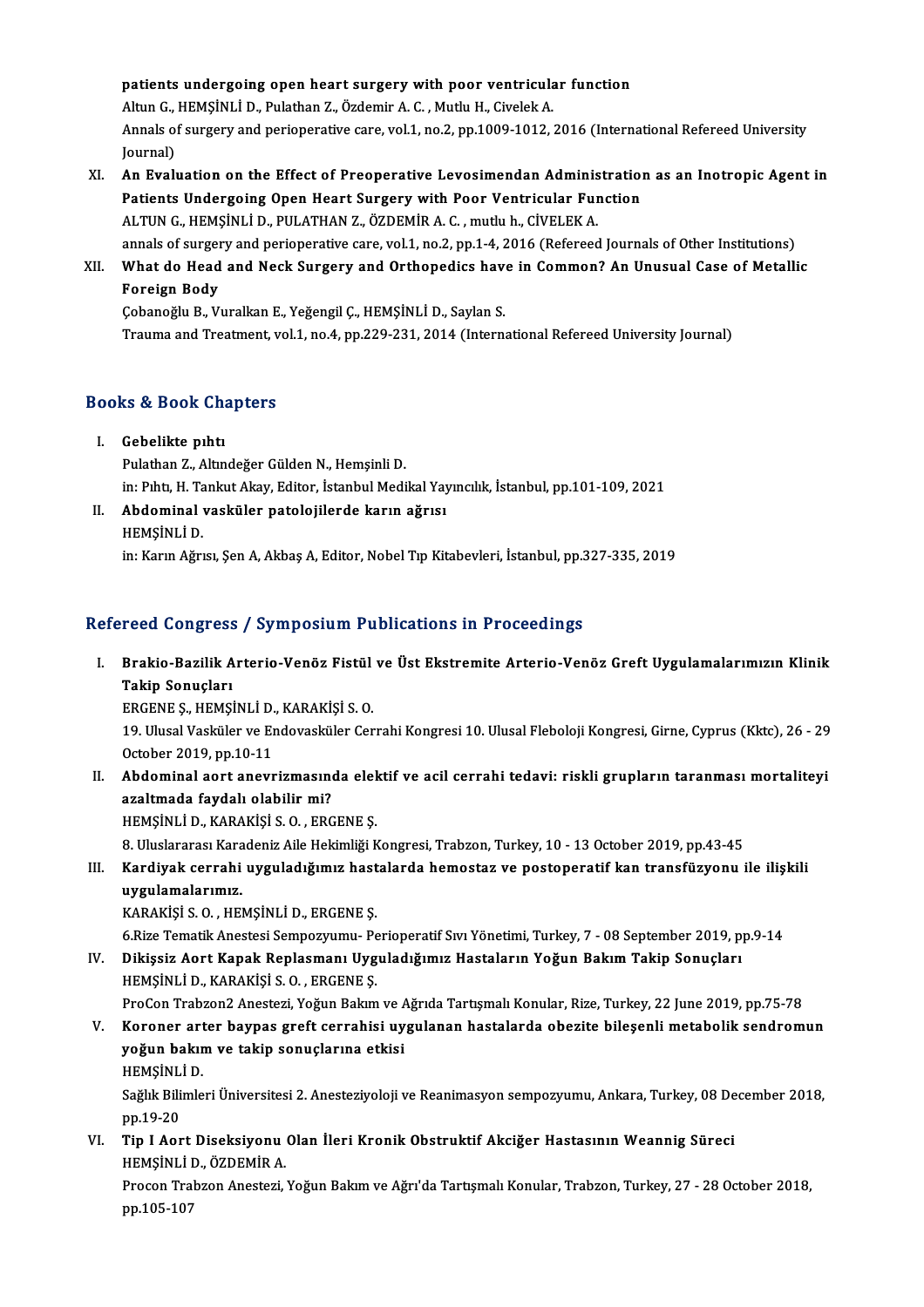**patients undergoing open heart surgery with poor ventricular function**
Altun G., HEMŞİNLİ D., Pulathan Z., Özdemir A. C. , Mutlu H., Civelek A.
Annals of surgery and perioperative care, vol.1, no.2, pp.1009-1012, 2016 (International Refereed University Journal)

XI. **An Evaluation on the Effect of Preoperative Levosimendan Administration as an Inotropic Agent in Patients Undergoing Open Heart Surgery with Poor Ventricular Function**
ALTUN G., HEMŞİNLİ D., PULATHAN Z., ÖZDEMİR A. C. , mutlu h., CİVELEK A.
annals of surgery and perioperative care, vol.1, no.2, pp.1-4, 2016 (Refereed Journals of Other Institutions)

XII. **What do Head and Neck Surgery and Orthopedics have in Common? An Unusual Case of Metallic Foreign Body**
Çobanoğlu B., Vuralkan E., Yeğengil Ç., HEMŞİNLİ D., Saylan S.
Trauma and Treatment, vol.1, no.4, pp.229-231, 2014 (International Refereed University Journal)

## Books & Book Chapters

I. **Gebelikte pıhtı**
Pulathan Z., Altındeğer Gülden N., Hemşinli D.
in: Pıhtı, H. Tankut Akay, Editor, İstanbul Medikal Yayıncılık, İstanbul, pp.101-109, 2021

II. **Abdominal vasküler patolojilerde karın ağrısı**
HEMŞİNLİ D.
in: Karın Ağrısı, Şen A, Akbaş A, Editor, Nobel Tıp Kitabevleri, İstanbul, pp.327-335, 2019

## Refereed Congress / Symposium Publications in Proceedings

I. **Brakio-Bazilik Arterio-Venöz Fistül ve Üst Ekstremite Arterio-Venöz Greft Uygulamalarımızın Klinik Takip Sonuçları**
ERGENE Ş., HEMŞİNLİ D., KARAKİŞİ S. O.
19. Ulusal Vasküler ve Endovasküler Cerrahi Kongresi 10. Ulusal Fleboloji Kongresi, Girne, Cyprus (Kktc), 26 - 29 October 2019, pp.10-11

II. **Abdominal aort anevrizmasında elektif ve acil cerrahi tedavi: riskli grupların taranması mortaliteyi azaltmada faydalı olabilir mi?**
HEMŞİNLİ D., KARAKİŞİ S. O. , ERGENE Ş.
8. Uluslararası Karadeniz Aile Hekimliği Kongresi, Trabzon, Turkey, 10 - 13 October 2019, pp.43-45

III. **Kardiyak cerrahi uyguladığımız hastalarda hemostaz ve postoperatif kan transfüzyonu ile ilişkili uygulamalarımız.**
KARAKİŞİ S. O. , HEMŞİNLİ D., ERGENE Ş.
6.Rize Tematik Anestesi Sempozyumu- Perioperatif Sıvı Yönetimi, Turkey, 7 - 08 September 2019, pp.9-14

IV. **Dikişsiz Aort Kapak Replasmanı Uyguladığımız Hastaların Yoğun Bakım Takip Sonuçları**
HEMŞİNLİ D., KARAKİŞİ S. O. , ERGENE Ş.
ProCon Trabzon2 Anestezi, Yoğun Bakım ve Ağrıda Tartışmalı Konular, Rize, Turkey, 22 June 2019, pp.75-78

V. **Koroner arter baypas greft cerrahisi uygulanan hastalarda obezite bileşenli metabolik sendromun yoğun bakım ve takip sonuçlarına etkisi**
HEMŞİNLİ D.
Sağlık Bilimleri Üniversitesi 2. Anesteziyoloji ve Reanimasyon sempozyumu, Ankara, Turkey, 08 December 2018, pp.19-20

VI. **Tip I Aort Diseksiyonu Olan İleri Kronik Obstruktif Akciğer Hastasının Weannig Süreci**
HEMŞİNLİ D., ÖZDEMİR A.
Procon Trabzon Anestezi, Yoğun Bakım ve Ağrı'da Tartışmalı Konular, Trabzon, Turkey, 27 - 28 October 2018, pp.105-107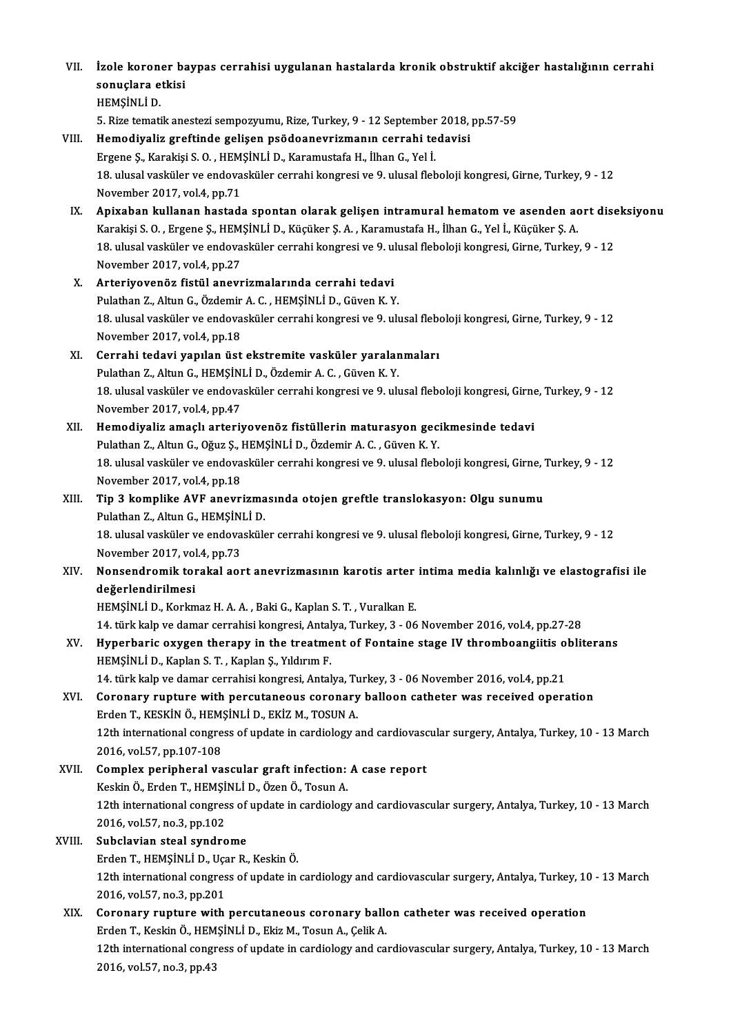VII. **İzole koroner baypas cerrahisi uygulanan hastalarda kronik obstruktif akciğer hastalığının cerrahi sonuçlara etkisi**
HEMŞİNLİ D.
5. Rize tematik anestezi sempozyumu, Rize, Turkey, 9 - 12 September 2018, pp.57-59

VIII. **Hemodiyaliz greftinde gelişen psödoanevrizmanın cerrahi tedavisi**
Ergene Ş., Karakişi S. O. , HEMŞİNLİ D., Karamustafa H., İlhan G., Yel İ.
18. ulusal vasküler ve endovasküler cerrahi kongresi ve 9. ulusal fleboloji kongresi, Girne, Turkey, 9 - 12 November 2017, vol.4, pp.71

IX. **Apixaban kullanan hastada spontan olarak gelişen intramural hematom ve asenden aort diseksiyonu**
Karakişi S. O. , Ergene Ş., HEMŞİNLİ D., Küçüker Ş. A. , Karamustafa H., İlhan G., Yel İ., Küçüker Ş. A.
18. ulusal vasküler ve endovasküler cerrahi kongresi ve 9. ulusal fleboloji kongresi, Girne, Turkey, 9 - 12 November 2017, vol.4, pp.27

X. **Arteriyovenöz fistül anevrizmalarında cerrahi tedavi**
Pulathan Z., Altun G., Özdemir A. C. , HEMŞİNLİ D., Güven K. Y.
18. ulusal vasküler ve endovasküler cerrahi kongresi ve 9. ulusal fleboloji kongresi, Girne, Turkey, 9 - 12 November 2017, vol.4, pp.18

XI. **Cerrahi tedavi yapılan üst ekstremite vasküler yaralanmaları**
Pulathan Z., Altun G., HEMŞİNLİ D., Özdemir A. C. , Güven K. Y.
18. ulusal vasküler ve endovasküler cerrahi kongresi ve 9. ulusal fleboloji kongresi, Girne, Turkey, 9 - 12 November 2017, vol.4, pp.47

XII. **Hemodiyaliz amaçlı arteriyovenöz fistüllerin maturasyon gecikmesinde tedavi**
Pulathan Z., Altun G., Oğuz Ş., HEMŞİNLİ D., Özdemir A. C. , Güven K. Y.
18. ulusal vasküler ve endovasküler cerrahi kongresi ve 9. ulusal fleboloji kongresi, Girne, Turkey, 9 - 12 November 2017, vol.4, pp.18

XIII. **Tip 3 komplike AVF anevrizmasında otojen greftle translokasyon: Olgu sunumu**
Pulathan Z., Altun G., HEMŞİNLİ D.
18. ulusal vasküler ve endovasküler cerrahi kongresi ve 9. ulusal fleboloji kongresi, Girne, Turkey, 9 - 12 November 2017, vol.4, pp.73

XIV. **Nonsendromik torakal aort anevrizmasının karotis arter intima media kalınlığı ve elastografisi ile değerlendirilmesi**
HEMŞİNLİ D., Korkmaz H. A. A. , Baki G., Kaplan S. T. , Vuralkan E.
14. türk kalp ve damar cerrahisi kongresi, Antalya, Turkey, 3 - 06 November 2016, vol.4, pp.27-28

XV. **Hyperbaric oxygen therapy in the treatment of Fontaine stage IV thromboangiitis obliterans**
HEMŞİNLİ D., Kaplan S. T. , Kaplan Ş., Yıldırım F.
14. türk kalp ve damar cerrahisi kongresi, Antalya, Turkey, 3 - 06 November 2016, vol.4, pp.21

XVI. **Coronary rupture with percutaneous coronary balloon catheter was received operation**
Erden T., KESKİN Ö., HEMŞİNLİ D., EKİZ M., TOSUN A.
12th international congress of update in cardiology and cardiovascular surgery, Antalya, Turkey, 10 - 13 March 2016, vol.57, pp.107-108

XVII. **Complex peripheral vascular graft infection: A case report**
Keskin Ö., Erden T., HEMŞİNLİ D., Özen Ö., Tosun A.
12th international congress of update in cardiology and cardiovascular surgery, Antalya, Turkey, 10 - 13 March 2016, vol.57, no.3, pp.102

XVIII. **Subclavian steal syndrome**
Erden T., HEMŞİNLİ D., Uçar R., Keskin Ö.
12th international congress of update in cardiology and cardiovascular surgery, Antalya, Turkey, 10 - 13 March 2016, vol.57, no.3, pp.201

XIX. **Coronary rupture with percutaneous coronary ballon catheter was received operation**
Erden T., Keskin Ö., HEMŞİNLİ D., Ekiz M., Tosun A., Çelik A.
12th international congress of update in cardiology and cardiovascular surgery, Antalya, Turkey, 10 - 13 March 2016, vol.57, no.3, pp.43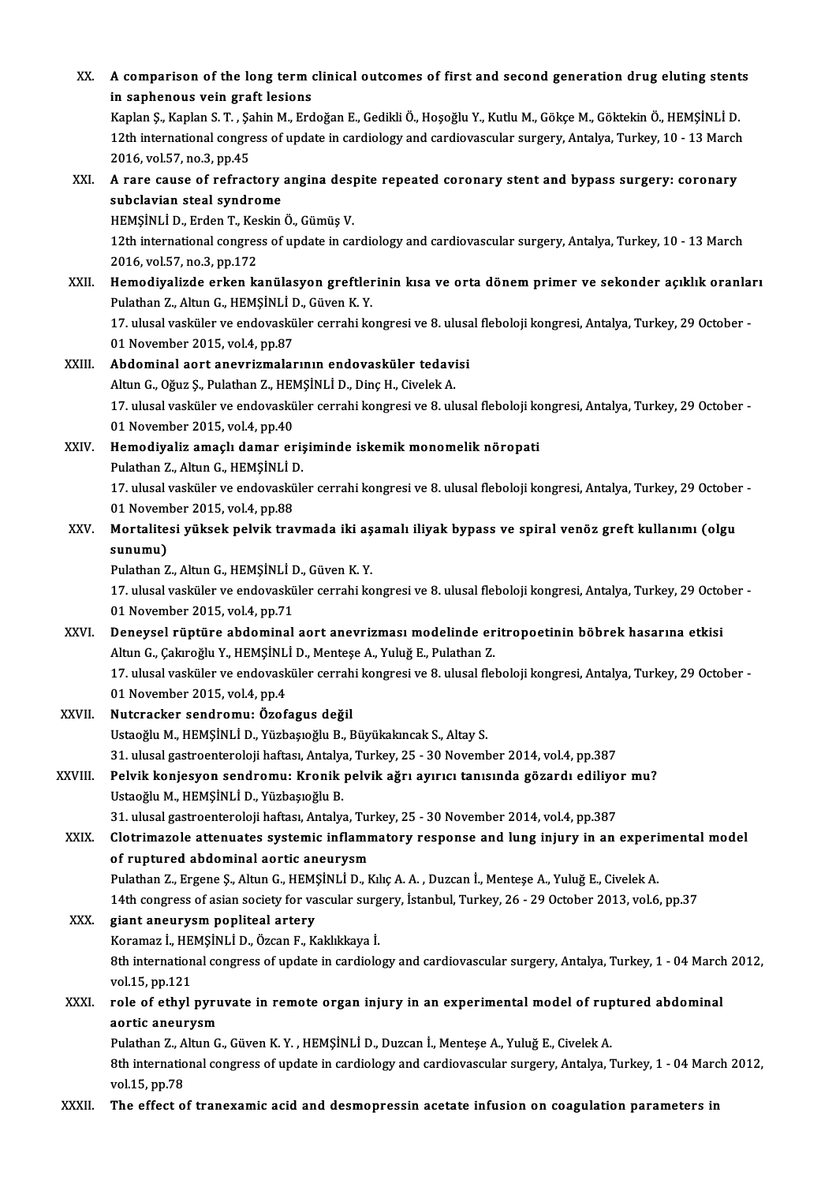XX. **A comparison of the long term clinical outcomes of first and second generation drug eluting stents in saphenous vein graft lesions**
Kaplan Ş., Kaplan S. T. , Şahin M., Erdoğan E., Gedikli Ö., Hoşoğlu Y., Kutlu M., Gökçe M., Göktekin Ö., HEMŞİNLİ D.
12th international congress of update in cardiology and cardiovascular surgery, Antalya, Turkey, 10 - 13 March 2016, vol.57, no.3, pp.45

XXI. **A rare cause of refractory angina despite repeated coronary stent and bypass surgery: coronary subclavian steal syndrome**
HEMŞİNLİ D., Erden T., Keskin Ö., Gümüş V.
12th international congress of update in cardiology and cardiovascular surgery, Antalya, Turkey, 10 - 13 March 2016, vol.57, no.3, pp.172

XXII. **Hemodiyalizde erken kanülasyon greftlerinin kısa ve orta dönem primer ve sekonder açıklık oranları**
Pulathan Z., Altun G., HEMŞİNLİ D., Güven K. Y.
17. ulusal vasküler ve endovasküler cerrahi kongresi ve 8. ulusal fleboloji kongresi, Antalya, Turkey, 29 October - 01 November 2015, vol.4, pp.87

XXIII. **Abdominal aort anevrizmalarının endovasküler tedavisi**
Altun G., Oğuz Ş., Pulathan Z., HEMŞİNLİ D., Dinç H., Civelek A.
17. ulusal vasküler ve endovasküler cerrahi kongresi ve 8. ulusal fleboloji kongresi, Antalya, Turkey, 29 October - 01 November 2015, vol.4, pp.40

XXIV. **Hemodiyaliz amaçlı damar erişiminde iskemik monomelik nöropati**
Pulathan Z., Altun G., HEMŞİNLİ D.
17. ulusal vasküler ve endovasküler cerrahi kongresi ve 8. ulusal fleboloji kongresi, Antalya, Turkey, 29 October - 01 November 2015, vol.4, pp.88

XXV. **Mortalitesi yüksek pelvik travmada iki aşamalı iliyak bypass ve spiral venöz greft kullanımı (olgu sunumu)**
Pulathan Z., Altun G., HEMŞİNLİ D., Güven K. Y.
17. ulusal vasküler ve endovasküler cerrahi kongresi ve 8. ulusal fleboloji kongresi, Antalya, Turkey, 29 October - 01 November 2015, vol.4, pp.71

XXVI. **Deneysel rüptüre abdominal aort anevrizması modelinde eritropoetinin böbrek hasarına etkisi**
Altun G., Çakıroğlu Y., HEMŞİNLİ D., Menteşe A., Yuluğ E., Pulathan Z.
17. ulusal vasküler ve endovasküler cerrahi kongresi ve 8. ulusal fleboloji kongresi, Antalya, Turkey, 29 October - 01 November 2015, vol.4, pp.4

XXVII. **Nutcracker sendromu: Özofagus değil**
Ustaoğlu M., HEMŞİNLİ D., Yüzbaşıoğlu B., Büyükakıncak S., Altay S.
31. ulusal gastroenteroloji haftası, Antalya, Turkey, 25 - 30 November 2014, vol.4, pp.387

XXVIII. **Pelvik konjesyon sendromu: Kronik pelvik ağrı ayırıcı tanısında gözardı ediliyor mu?**
Ustaoğlu M., HEMŞİNLİ D., Yüzbaşıoğlu B.
31. ulusal gastroenteroloji haftası, Antalya, Turkey, 25 - 30 November 2014, vol.4, pp.387

XXIX. **Clotrimazole attenuates systemic inflammatory response and lung injury in an experimental model of ruptured abdominal aortic aneurysm**
Pulathan Z., Ergene Ş., Altun G., HEMŞİNLİ D., Kılıç A. A. , Duzcan İ., Menteşe A., Yuluğ E., Civelek A.
14th congress of asian society for vascular surgery, İstanbul, Turkey, 26 - 29 October 2013, vol.6, pp.37

XXX. **giant aneurysm popliteal artery**
Koramaz İ., HEMŞİNLİ D., Özcan F., Kaklıkkaya İ.
8th international congress of update in cardiology and cardiovascular surgery, Antalya, Turkey, 1 - 04 March 2012, vol.15, pp.121

XXXI. **role of ethyl pyruvate in remote organ injury in an experimental model of ruptured abdominal aortic aneurysm**
Pulathan Z., Altun G., Güven K. Y. , HEMŞİNLİ D., Duzcan İ., Menteşe A., Yuluğ E., Civelek A.
8th international congress of update in cardiology and cardiovascular surgery, Antalya, Turkey, 1 - 04 March 2012, vol.15, pp.78

XXXII. **The effect of tranexamic acid and desmopressin acetate infusion on coagulation parameters in**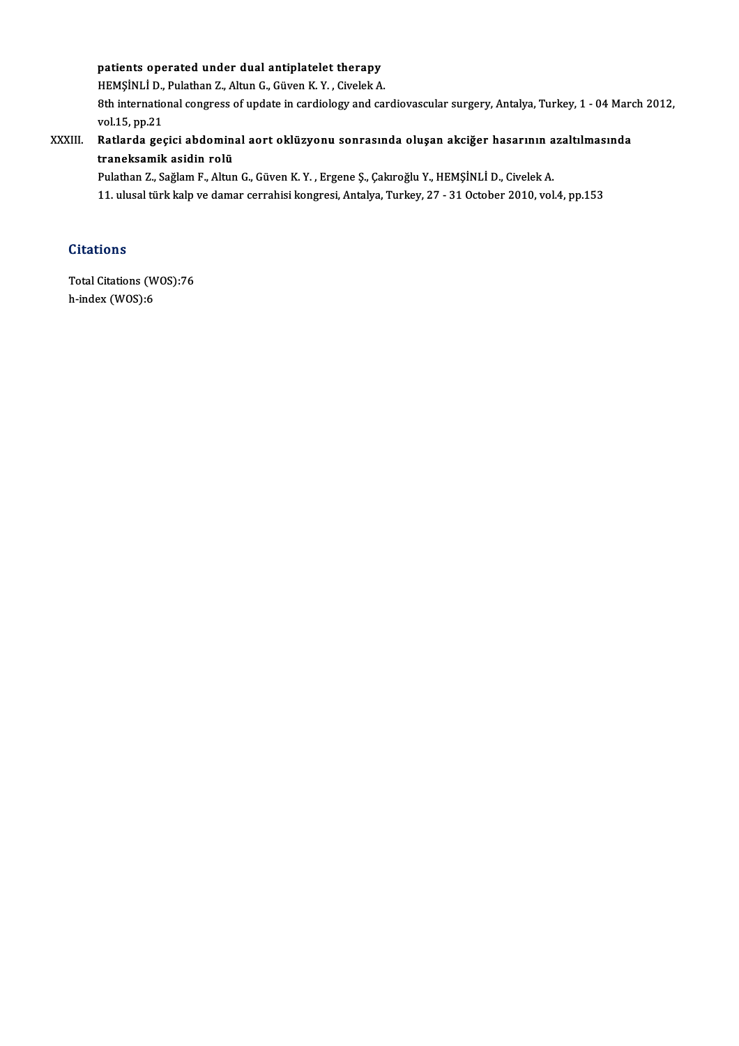**patients operated under dual antiplatelet therapy**
HEMŞİNLİ D., Pulathan Z., Altun G., Güven K. Y. , Civelek A.
8th international congress of update in cardiology and cardiovascular surgery, Antalya, Turkey, 1 - 04 March 2012, vol.15, pp.21

XXXIII. **Ratlarda geçici abdominal aort oklüzyonu sonrasında oluşan akciğer hasarının azaltılmasında traneksamik asidin rolü**
Pulathan Z., Sağlam F., Altun G., Güven K. Y. , Ergene Ş., Çakıroğlu Y., HEMŞİNLİ D., Civelek A.
11. ulusal türk kalp ve damar cerrahisi kongresi, Antalya, Turkey, 27 - 31 October 2010, vol.4, pp.153

## Citations

Total Citations (WOS):76
h-index (WOS):6